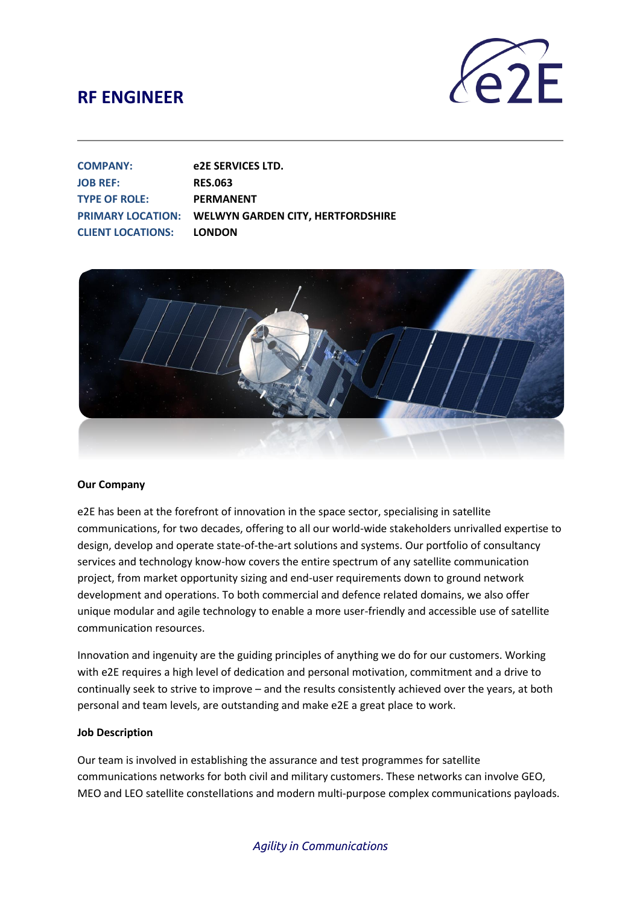# RF ENGINEER

| | |
|---|---|
| **COMPANY:** | **e2E SERVICES LTD.** |
| **JOB REF:** | **RES.063** |
| **TYPE OF ROLE:** | **PERMANENT** |
| **PRIMARY LOCATION:** | **WELWYN GARDEN CITY, HERTFORDSHIRE** |
| **CLIENT LOCATIONS:** | **LONDON** |

**Our Company**

e2E has been at the forefront of innovation in the space sector, specialising in satellite communications, for two decades, offering to all our world-wide stakeholders unrivalled expertise to design, develop and operate state-of-the-art solutions and systems. Our portfolio of consultancy services and technology know-how covers the entire spectrum of any satellite communication project, from market opportunity sizing and end-user requirements down to ground network development and operations. To both commercial and defence related domains, we also offer unique modular and agile technology to enable a more user-friendly and accessible use of satellite communication resources.

Innovation and ingenuity are the guiding principles of anything we do for our customers. Working with e2E requires a high level of dedication and personal motivation, commitment and a drive to continually seek to strive to improve – and the results consistently achieved over the years, at both personal and team levels, are outstanding and make e2E a great place to work.

**Job Description**

Our team is involved in establishing the assurance and test programmes for satellite communications networks for both civil and military customers. These networks can involve GEO, MEO and LEO satellite constellations and modern multi-purpose complex communications payloads.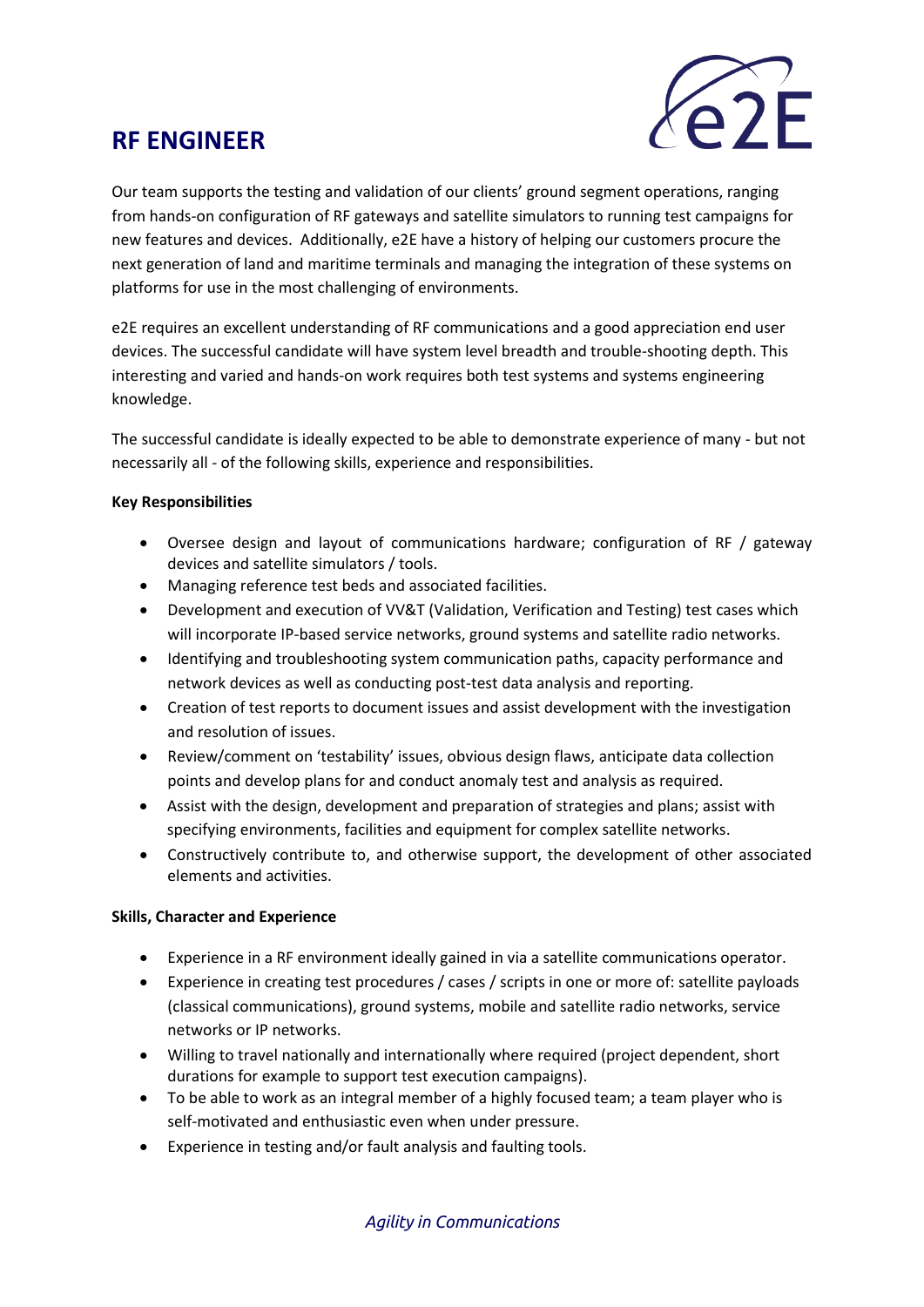# RF ENGINEER

Our team supports the testing and validation of our clients' ground segment operations, ranging from hands-on configuration of RF gateways and satellite simulators to running test campaigns for new features and devices. Additionally, e2E have a history of helping our customers procure the next generation of land and maritime terminals and managing the integration of these systems on platforms for use in the most challenging of environments.

e2E requires an excellent understanding of RF communications and a good appreciation end user devices. The successful candidate will have system level breadth and trouble-shooting depth. This interesting and varied and hands-on work requires both test systems and systems engineering knowledge.

The successful candidate is ideally expected to be able to demonstrate experience of many - but not necessarily all - of the following skills, experience and responsibilities.

**Key Responsibilities**

- Oversee design and layout of communications hardware; configuration of RF / gateway devices and satellite simulators / tools.
- Managing reference test beds and associated facilities.
- Development and execution of VV&T (Validation, Verification and Testing) test cases which will incorporate IP-based service networks, ground systems and satellite radio networks.
- Identifying and troubleshooting system communication paths, capacity performance and network devices as well as conducting post-test data analysis and reporting.
- Creation of test reports to document issues and assist development with the investigation and resolution of issues.
- Review/comment on 'testability' issues, obvious design flaws, anticipate data collection points and develop plans for and conduct anomaly test and analysis as required.
- Assist with the design, development and preparation of strategies and plans; assist with specifying environments, facilities and equipment for complex satellite networks.
- Constructively contribute to, and otherwise support, the development of other associated elements and activities.

**Skills, Character and Experience**

- Experience in a RF environment ideally gained in via a satellite communications operator.
- Experience in creating test procedures / cases / scripts in one or more of: satellite payloads (classical communications), ground systems, mobile and satellite radio networks, service networks or IP networks.
- Willing to travel nationally and internationally where required (project dependent, short durations for example to support test execution campaigns).
- To be able to work as an integral member of a highly focused team; a team player who is self-motivated and enthusiastic even when under pressure.
- Experience in testing and/or fault analysis and faulting tools.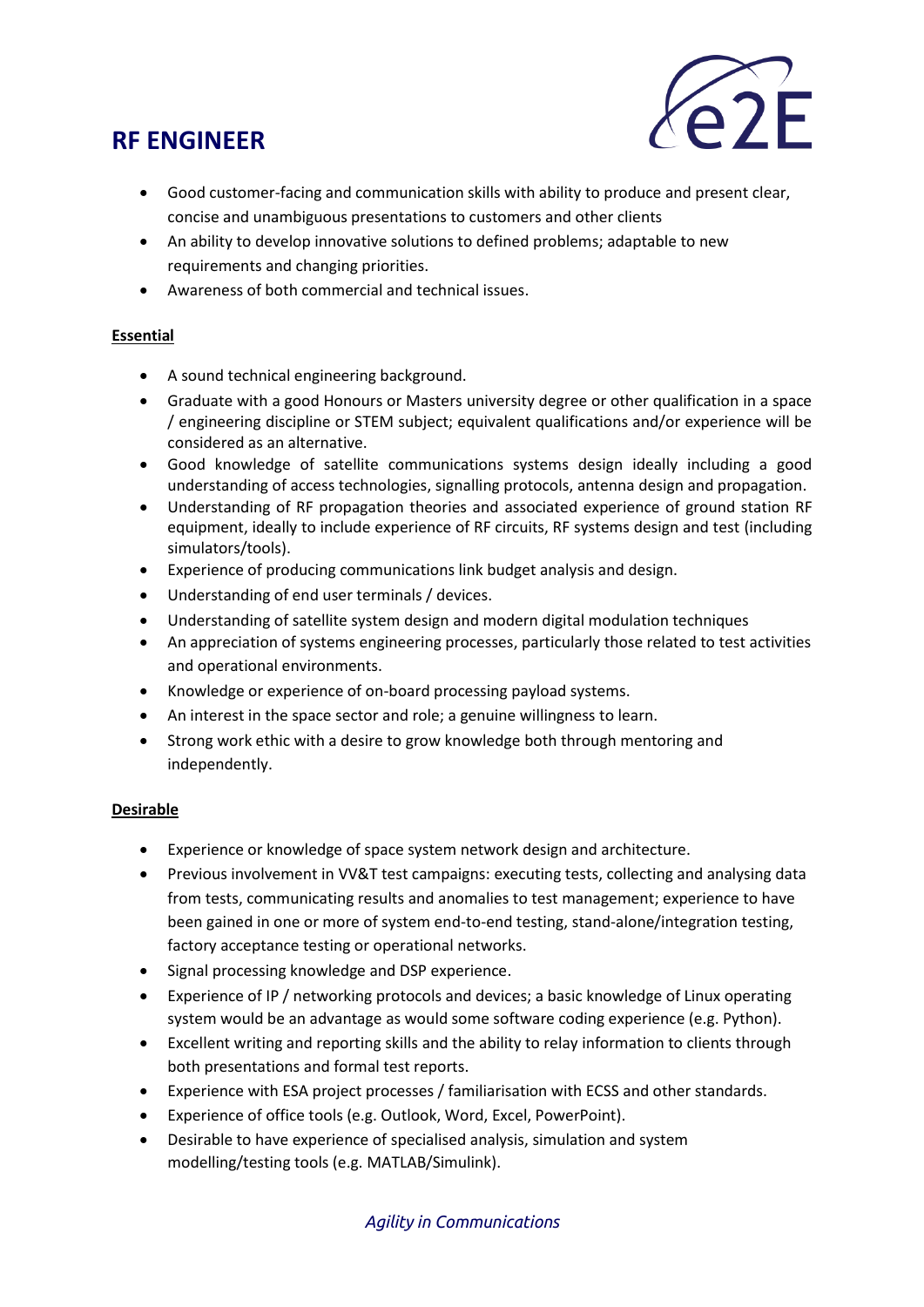# RF ENGINEER

- Good customer-facing and communication skills with ability to produce and present clear, concise and unambiguous presentations to customers and other clients
- An ability to develop innovative solutions to defined problems; adaptable to new requirements and changing priorities.
- Awareness of both commercial and technical issues.

**Essential**

- A sound technical engineering background.
- Graduate with a good Honours or Masters university degree or other qualification in a space / engineering discipline or STEM subject; equivalent qualifications and/or experience will be considered as an alternative.
- Good knowledge of satellite communications systems design ideally including a good understanding of access technologies, signalling protocols, antenna design and propagation.
- Understanding of RF propagation theories and associated experience of ground station RF equipment, ideally to include experience of RF circuits, RF systems design and test (including simulators/tools).
- Experience of producing communications link budget analysis and design.
- Understanding of end user terminals / devices.
- Understanding of satellite system design and modern digital modulation techniques
- An appreciation of systems engineering processes, particularly those related to test activities and operational environments.
- Knowledge or experience of on-board processing payload systems.
- An interest in the space sector and role; a genuine willingness to learn.
- Strong work ethic with a desire to grow knowledge both through mentoring and independently.

**Desirable**

- Experience or knowledge of space system network design and architecture.
- Previous involvement in VV&T test campaigns: executing tests, collecting and analysing data from tests, communicating results and anomalies to test management; experience to have been gained in one or more of system end-to-end testing, stand-alone/integration testing, factory acceptance testing or operational networks.
- Signal processing knowledge and DSP experience.
- Experience of IP / networking protocols and devices; a basic knowledge of Linux operating system would be an advantage as would some software coding experience (e.g. Python).
- Excellent writing and reporting skills and the ability to relay information to clients through both presentations and formal test reports.
- Experience with ESA project processes / familiarisation with ECSS and other standards.
- Experience of office tools (e.g. Outlook, Word, Excel, PowerPoint).
- Desirable to have experience of specialised analysis, simulation and system modelling/testing tools (e.g. MATLAB/Simulink).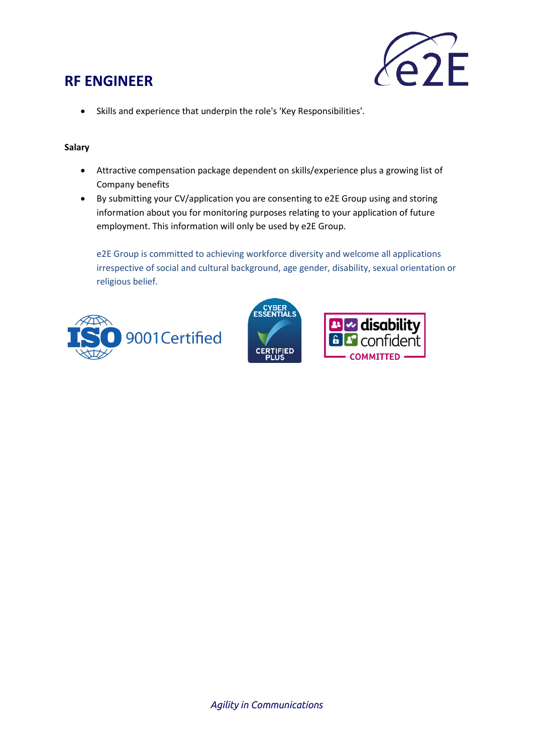# RF ENGINEER

- Skills and experience that underpin the role's 'Key Responsibilities'.

**Salary**

- Attractive compensation package dependent on skills/experience plus a growing list of Company benefits
- By submitting your CV/application you are consenting to e2E Group using and storing information about you for monitoring purposes relating to your application of future employment. This information will only be used by e2E Group.

e2E Group is committed to achieving workforce diversity and welcome all applications irrespective of social and cultural background, age gender, disability, sexual orientation or religious belief.

ISO 9001Certified

CYBER ESSENTIALS CERTIFIED PLUS

disability confident COMMITTED

*Agility in Communications*